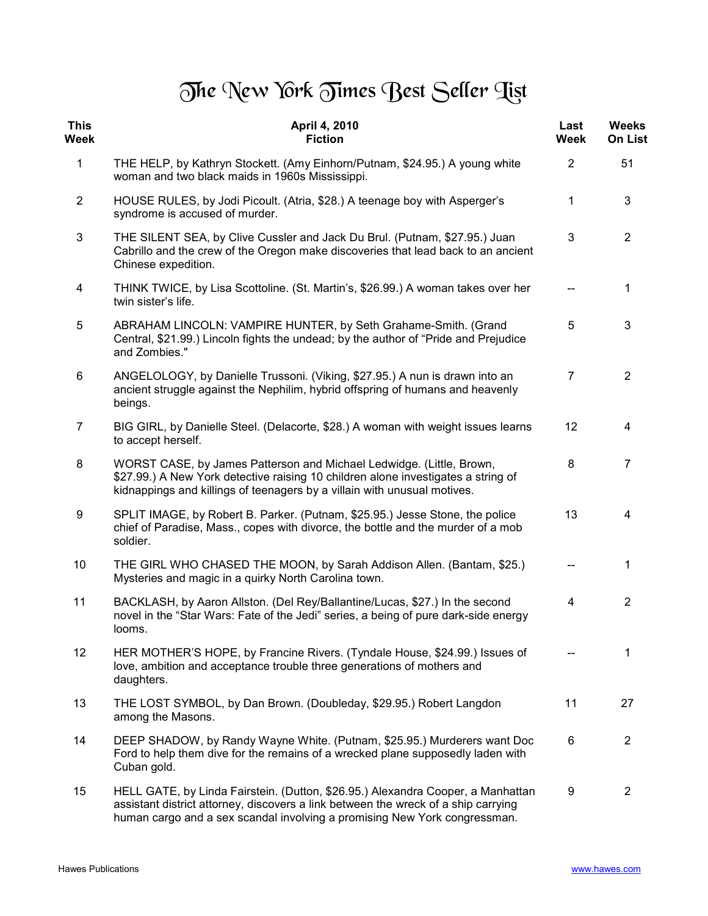# The New York Times Best Seller List

| This Week | April 4, 2010<br>Fiction | Last Week | Weeks On List |
|---|---|---|---|
| 1 | THE HELP, by Kathryn Stockett. (Amy Einhorn/Putnam, $24.95.) A young white woman and two black maids in 1960s Mississippi. | 2 | 51 |
| 2 | HOUSE RULES, by Jodi Picoult. (Atria, $28.) A teenage boy with Asperger's syndrome is accused of murder. | 1 | 3 |
| 3 | THE SILENT SEA, by Clive Cussler and Jack Du Brul. (Putnam, $27.95.) Juan Cabrillo and the crew of the Oregon make discoveries that lead back to an ancient Chinese expedition. | 3 | 2 |
| 4 | THINK TWICE, by Lisa Scottoline. (St. Martin's, $26.99.) A woman takes over her twin sister's life. | -- | 1 |
| 5 | ABRAHAM LINCOLN: VAMPIRE HUNTER, by Seth Grahame-Smith. (Grand Central, $21.99.) Lincoln fights the undead; by the author of "Pride and Prejudice and Zombies." | 5 | 3 |
| 6 | ANGELOLOGY, by Danielle Trussoni. (Viking, $27.95.) A nun is drawn into an ancient struggle against the Nephilim, hybrid offspring of humans and heavenly beings. | 7 | 2 |
| 7 | BIG GIRL, by Danielle Steel. (Delacorte, $28.) A woman with weight issues learns to accept herself. | 12 | 4 |
| 8 | WORST CASE, by James Patterson and Michael Ledwidge. (Little, Brown, $27.99.) A New York detective raising 10 children alone investigates a string of kidnappings and killings of teenagers by a villain with unusual motives. | 8 | 7 |
| 9 | SPLIT IMAGE, by Robert B. Parker. (Putnam, $25.95.) Jesse Stone, the police chief of Paradise, Mass., copes with divorce, the bottle and the murder of a mob soldier. | 13 | 4 |
| 10 | THE GIRL WHO CHASED THE MOON, by Sarah Addison Allen. (Bantam, $25.) Mysteries and magic in a quirky North Carolina town. | -- | 1 |
| 11 | BACKLASH, by Aaron Allston. (Del Rey/Ballantine/Lucas, $27.) In the second novel in the "Star Wars: Fate of the Jedi" series, a being of pure dark-side energy looms. | 4 | 2 |
| 12 | HER MOTHER'S HOPE, by Francine Rivers. (Tyndale House, $24.99.) Issues of love, ambition and acceptance trouble three generations of mothers and daughters. | -- | 1 |
| 13 | THE LOST SYMBOL, by Dan Brown. (Doubleday, $29.95.) Robert Langdon among the Masons. | 11 | 27 |
| 14 | DEEP SHADOW, by Randy Wayne White. (Putnam, $25.95.) Murderers want Doc Ford to help them dive for the remains of a wrecked plane supposedly laden with Cuban gold. | 6 | 2 |
| 15 | HELL GATE, by Linda Fairstein. (Dutton, $26.95.) Alexandra Cooper, a Manhattan assistant district attorney, discovers a link between the wreck of a ship carrying human cargo and a sex scandal involving a promising New York congressman. | 9 | 2 |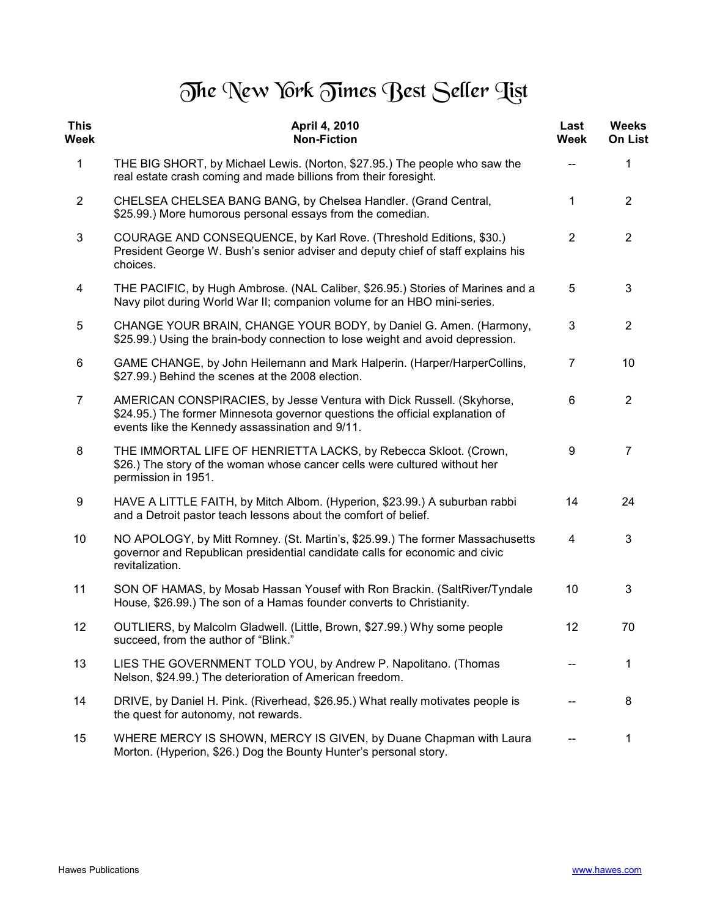# The New York Times Best Seller List

| This Week | April 4, 2010<br>Non-Fiction | Last Week | Weeks On List |
|---|---|---|---|
| 1 | THE BIG SHORT, by Michael Lewis. (Norton, $27.95.) The people who saw the real estate crash coming and made billions from their foresight. | -- | 1 |
| 2 | CHELSEA CHELSEA BANG BANG, by Chelsea Handler. (Grand Central, $25.99.) More humorous personal essays from the comedian. | 1 | 2 |
| 3 | COURAGE AND CONSEQUENCE, by Karl Rove. (Threshold Editions, $30.) President George W. Bush's senior adviser and deputy chief of staff explains his choices. | 2 | 2 |
| 4 | THE PACIFIC, by Hugh Ambrose. (NAL Caliber, $26.95.) Stories of Marines and a Navy pilot during World War II; companion volume for an HBO mini-series. | 5 | 3 |
| 5 | CHANGE YOUR BRAIN, CHANGE YOUR BODY, by Daniel G. Amen. (Harmony, $25.99.) Using the brain-body connection to lose weight and avoid depression. | 3 | 2 |
| 6 | GAME CHANGE, by John Heilemann and Mark Halperin. (Harper/HarperCollins, $27.99.) Behind the scenes at the 2008 election. | 7 | 10 |
| 7 | AMERICAN CONSPIRACIES, by Jesse Ventura with Dick Russell. (Skyhorse, $24.95.) The former Minnesota governor questions the official explanation of events like the Kennedy assassination and 9/11. | 6 | 2 |
| 8 | THE IMMORTAL LIFE OF HENRIETTA LACKS, by Rebecca Skloot. (Crown, $26.) The story of the woman whose cancer cells were cultured without her permission in 1951. | 9 | 7 |
| 9 | HAVE A LITTLE FAITH, by Mitch Albom. (Hyperion, $23.99.) A suburban rabbi and a Detroit pastor teach lessons about the comfort of belief. | 14 | 24 |
| 10 | NO APOLOGY, by Mitt Romney. (St. Martin's, $25.99.) The former Massachusetts governor and Republican presidential candidate calls for economic and civic revitalization. | 4 | 3 |
| 11 | SON OF HAMAS, by Mosab Hassan Yousef with Ron Brackin. (SaltRiver/Tyndale House, $26.99.) The son of a Hamas founder converts to Christianity. | 10 | 3 |
| 12 | OUTLIERS, by Malcolm Gladwell. (Little, Brown, $27.99.) Why some people succeed, from the author of "Blink." | 12 | 70 |
| 13 | LIES THE GOVERNMENT TOLD YOU, by Andrew P. Napolitano. (Thomas Nelson, $24.99.) The deterioration of American freedom. | -- | 1 |
| 14 | DRIVE, by Daniel H. Pink. (Riverhead, $26.95.) What really motivates people is the quest for autonomy, not rewards. | -- | 8 |
| 15 | WHERE MERCY IS SHOWN, MERCY IS GIVEN, by Duane Chapman with Laura Morton. (Hyperion, $26.) Dog the Bounty Hunter's personal story. | -- | 1 |

Hawes Publications www.hawes.com